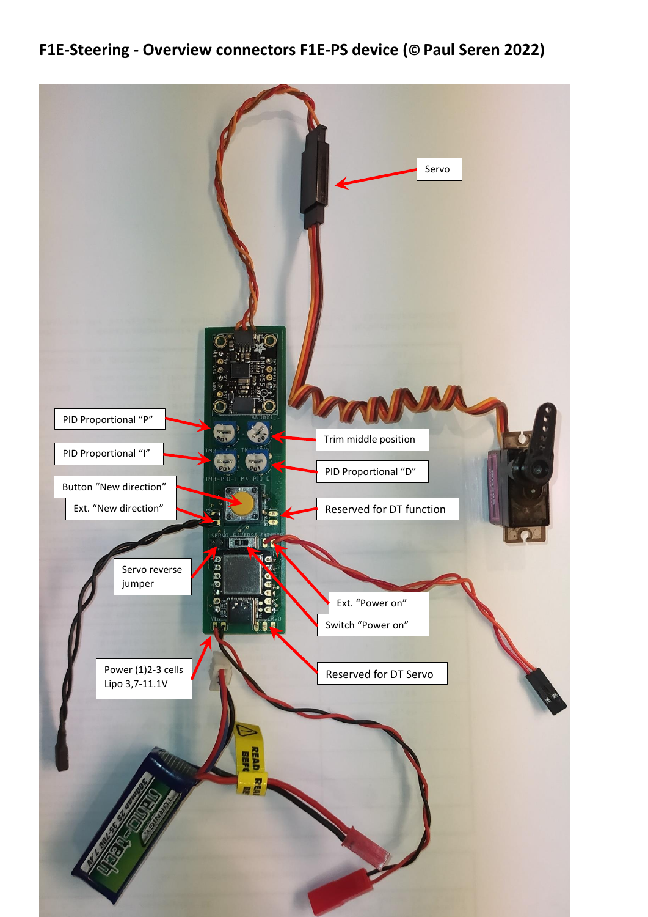# F1E-Steering - Overview connectors F1E-PS device (© Paul Seren 2022)

Servo

PID Proportional "P"

Trim middle position

PID Proportional "I"

PID Proportional "D"

Button "New direction"

Ext. "New direction"

Reserved for DT function

Servo reverse jumper

Ext. "Power on"

Switch "Power on"

Power (1)2-3 cells Lipo 3,7-11.1V

Reserved for DT Servo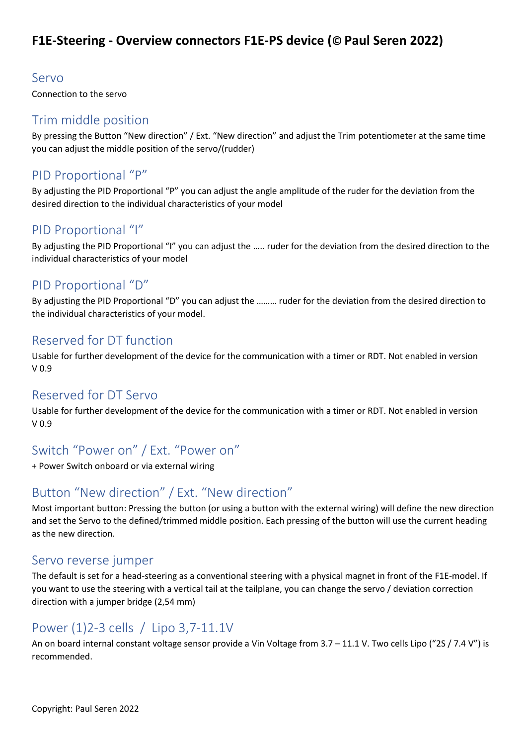# F1E-Steering - Overview connectors F1E-PS device (© Paul Seren 2022)

## Servo

Connection to the servo

## Trim middle position

By pressing the Button "New direction" / Ext. "New direction" and adjust the Trim potentiometer at the same time you can adjust the middle position of the servo/(rudder)

## PID Proportional "P"

By adjusting the PID Proportional "P" you can adjust the angle amplitude of the ruder for the deviation from the desired direction to the individual characteristics of your model

## PID Proportional "I"

By adjusting the PID Proportional "I" you can adjust the ….. ruder for the deviation from the desired direction to the individual characteristics of your model

## PID Proportional "D"

By adjusting the PID Proportional "D" you can adjust the ……… ruder for the deviation from the desired direction to the individual characteristics of your model.

## Reserved for DT function

Usable for further development of the device for the communication with a timer or RDT. Not enabled in version V 0.9

## Reserved for DT Servo

Usable for further development of the device for the communication with a timer or RDT. Not enabled in version V 0.9

## Switch "Power on" / Ext. "Power on"

+ Power Switch onboard or via external wiring

## Button "New direction" / Ext. "New direction"

Most important button: Pressing the button (or using a button with the external wiring) will define the new direction and set the Servo to the defined/trimmed middle position. Each pressing of the button will use the current heading as the new direction.

## Servo reverse jumper

The default is set for a head-steering as a conventional steering with a physical magnet in front of the F1E-model. If you want to use the steering with a vertical tail at the tailplane, you can change the servo / deviation correction direction with a jumper bridge (2,54 mm)

## Power (1)2-3 cells / Lipo 3,7-11.1V

An on board internal constant voltage sensor provide a Vin Voltage from 3.7 – 11.1 V. Two cells Lipo ("2S / 7.4 V") is recommended.

Copyright: Paul Seren 2022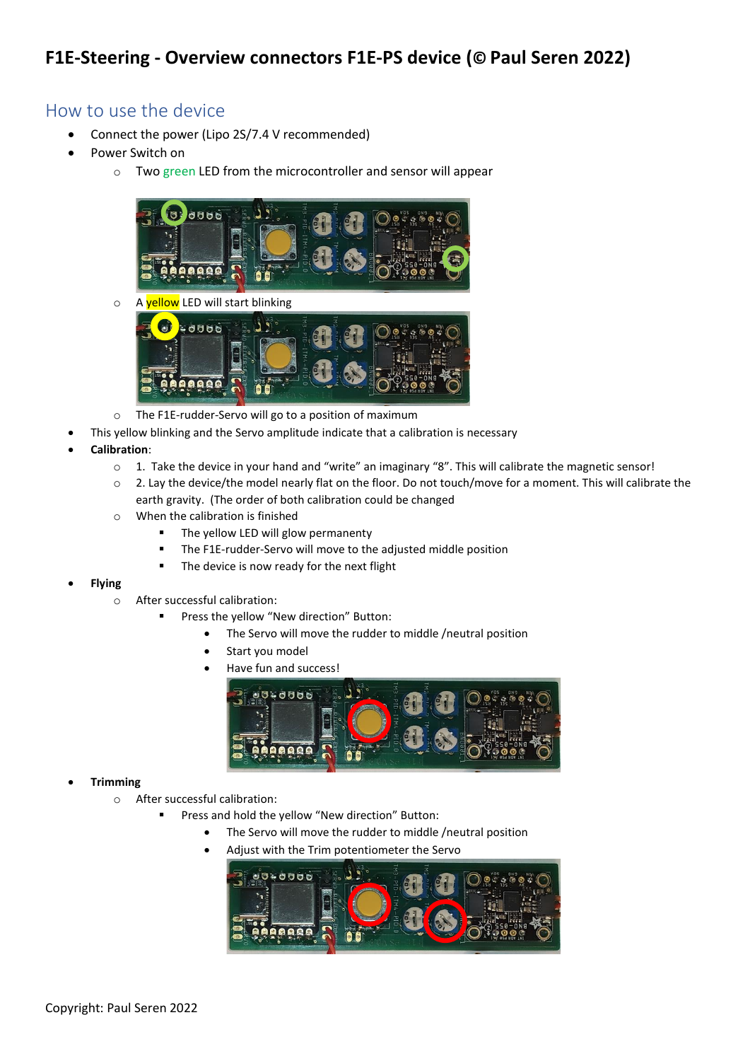# F1E-Steering - Overview connectors F1E-PS device (© Paul Seren 2022)

## How to use the device

- Connect the power (Lipo 2S/7.4 V recommended)
- Power Switch on
    - Two green LED from the microcontroller and sensor will appear
    - A yellow LED will start blinking
    - The F1E-rudder-Servo will go to a position of maximum
- This yellow blinking and the Servo amplitude indicate that a calibration is necessary
- **Calibration**:
    - 1. Take the device in your hand and "write" an imaginary "8". This will calibrate the magnetic sensor!
    - 2. Lay the device/the model nearly flat on the floor. Do not touch/move for a moment. This will calibrate the earth gravity. (The order of both calibration could be changed
    - When the calibration is finished
        - The yellow LED will glow permanenty
        - The F1E-rudder-Servo will move to the adjusted middle position
        - The device is now ready for the next flight
- **Flying**
    - After successful calibration:
        - Press the yellow "New direction" Button:
            - The Servo will move the rudder to middle /neutral position
            - Start you model
            - Have fun and success!
- **Trimming**
    - After successful calibration:
        - Press and hold the yellow "New direction" Button:
            - The Servo will move the rudder to middle /neutral position
            - Adjust with the Trim potentiometer the Servo

Copyright: Paul Seren 2022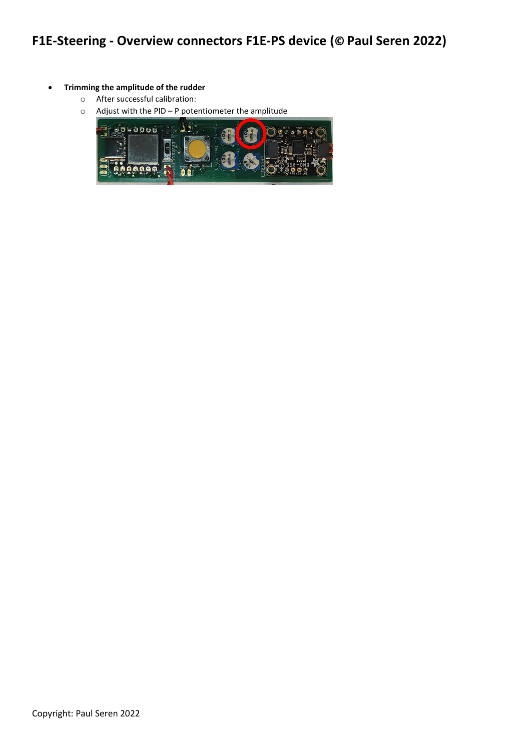# F1E-Steering - Overview connectors F1E-PS device (© Paul Seren 2022)

- **Trimming the amplitude of the rudder**
  - After successful calibration:
  - Adjust with the PID – P potentiometer the amplitude

Copyright: Paul Seren 2022